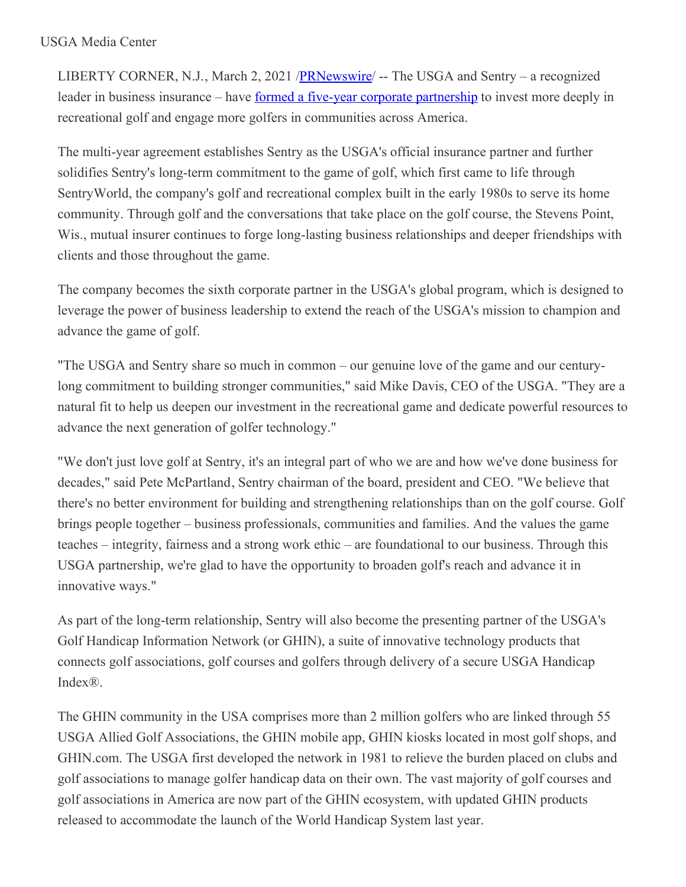USGA Media Center

LIBERTY CORNER, N.J., March 2, 2021 /[PRNewswire](#)/ -- The USGA and Sentry – a recognized leader in business insurance – have [formed a five-year corporate partnership](#) to invest more deeply in recreational golf and engage more golfers in communities across America.

The multi-year agreement establishes Sentry as the USGA's official insurance partner and further solidifies Sentry's long-term commitment to the game of golf, which first came to life through SentryWorld, the company's golf and recreational complex built in the early 1980s to serve its home community. Through golf and the conversations that take place on the golf course, the Stevens Point, Wis., mutual insurer continues to forge long-lasting business relationships and deeper friendships with clients and those throughout the game.

The company becomes the sixth corporate partner in the USGA's global program, which is designed to leverage the power of business leadership to extend the reach of the USGA's mission to champion and advance the game of golf.

"The USGA and Sentry share so much in common – our genuine love of the game and our century-long commitment to building stronger communities," said Mike Davis, CEO of the USGA. "They are a natural fit to help us deepen our investment in the recreational game and dedicate powerful resources to advance the next generation of golfer technology."

"We don't just love golf at Sentry, it's an integral part of who we are and how we've done business for decades," said Pete McPartland, Sentry chairman of the board, president and CEO. "We believe that there's no better environment for building and strengthening relationships than on the golf course. Golf brings people together – business professionals, communities and families. And the values the game teaches – integrity, fairness and a strong work ethic – are foundational to our business. Through this USGA partnership, we're glad to have the opportunity to broaden golf's reach and advance it in innovative ways."

As part of the long-term relationship, Sentry will also become the presenting partner of the USGA's Golf Handicap Information Network (or GHIN), a suite of innovative technology products that connects golf associations, golf courses and golfers through delivery of a secure USGA Handicap Index®.

The GHIN community in the USA comprises more than 2 million golfers who are linked through 55 USGA Allied Golf Associations, the GHIN mobile app, GHIN kiosks located in most golf shops, and GHIN.com. The USGA first developed the network in 1981 to relieve the burden placed on clubs and golf associations to manage golfer handicap data on their own. The vast majority of golf courses and golf associations in America are now part of the GHIN ecosystem, with updated GHIN products released to accommodate the launch of the World Handicap System last year.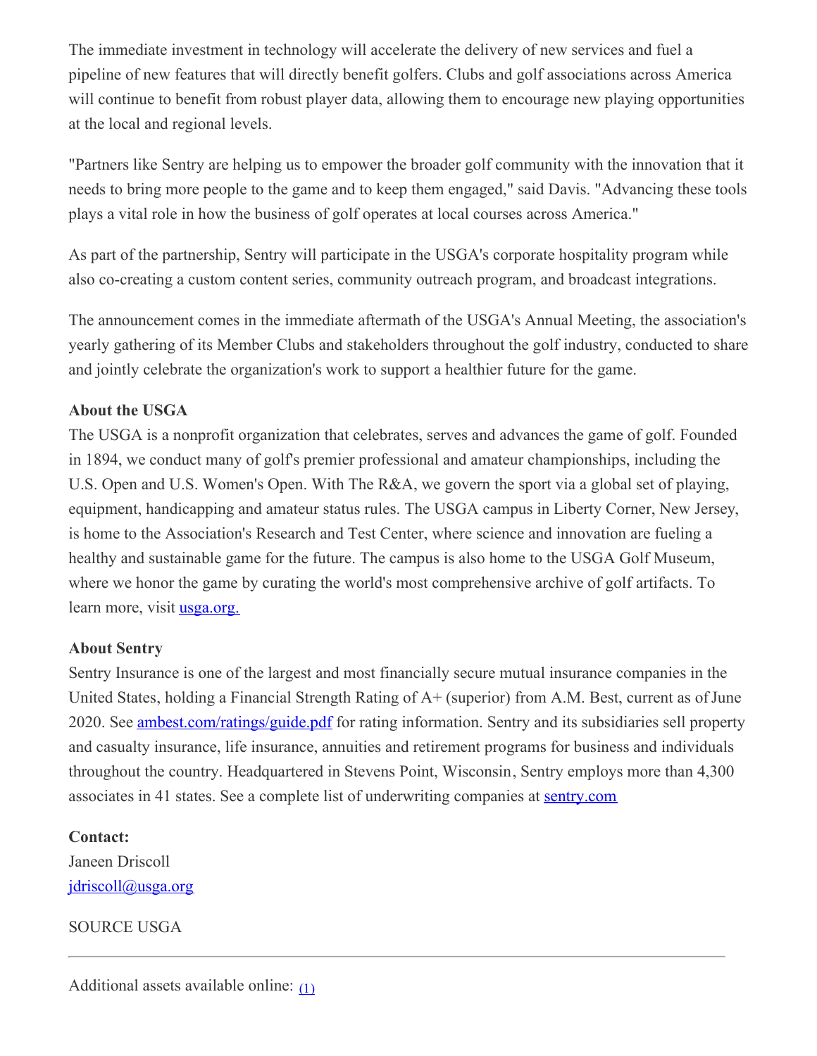The immediate investment in technology will accelerate the delivery of new services and fuel a pipeline of new features that will directly benefit golfers. Clubs and golf associations across America will continue to benefit from robust player data, allowing them to encourage new playing opportunities at the local and regional levels.

"Partners like Sentry are helping us to empower the broader golf community with the innovation that it needs to bring more people to the game and to keep them engaged," said Davis. "Advancing these tools plays a vital role in how the business of golf operates at local courses across America."

As part of the partnership, Sentry will participate in the USGA's corporate hospitality program while also co-creating a custom content series, community outreach program, and broadcast integrations.

The announcement comes in the immediate aftermath of the USGA's Annual Meeting, the association's yearly gathering of its Member Clubs and stakeholders throughout the golf industry, conducted to share and jointly celebrate the organization's work to support a healthier future for the game.

**About the USGA**
The USGA is a nonprofit organization that celebrates, serves and advances the game of golf. Founded in 1894, we conduct many of golf's premier professional and amateur championships, including the U.S. Open and U.S. Women's Open. With The R&A, we govern the sport via a global set of playing, equipment, handicapping and amateur status rules. The USGA campus in Liberty Corner, New Jersey, is home to the Association's Research and Test Center, where science and innovation are fueling a healthy and sustainable game for the future. The campus is also home to the USGA Golf Museum, where we honor the game by curating the world's most comprehensive archive of golf artifacts. To learn more, visit [usga.org.](usga.org)

**About Sentry**
Sentry Insurance is one of the largest and most financially secure mutual insurance companies in the United States, holding a Financial Strength Rating of A+ (superior) from A.M. Best, current as of June 2020. See [ambest.com/ratings/guide.pdf](ambest.com/ratings/guide.pdf) for rating information. Sentry and its subsidiaries sell property and casualty insurance, life insurance, annuities and retirement programs for business and individuals throughout the country. Headquartered in Stevens Point, Wisconsin, Sentry employs more than 4,300 associates in 41 states. See a complete list of underwriting companies at [sentry.com](sentry.com)

**Contact:**
Janeen Driscoll
[jdriscoll@usga.org](mailto:jdriscoll@usga.org)

SOURCE USGA

---

Additional assets available online: (1)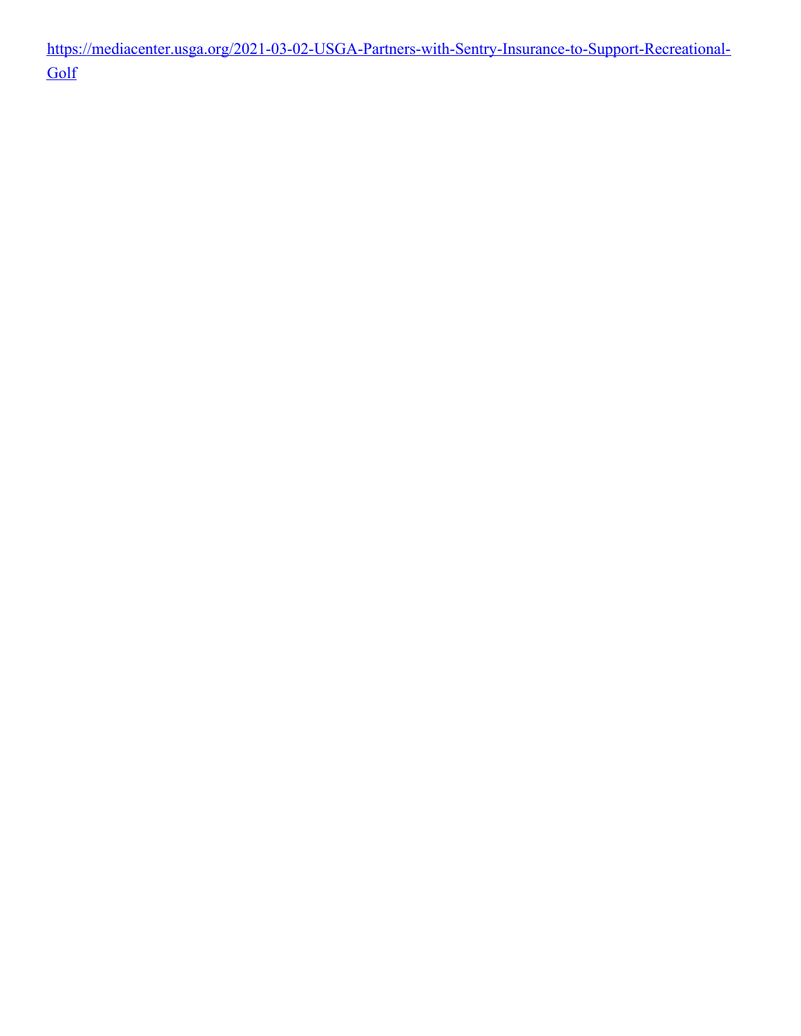[https://mediacenter.usga.org/2021-03-02-USGA-Partners-with-Sentry-Insurance-to-Support-Recreational-Golf](https://mediacenter.usga.org/2021-03-02-USGA-Partners-with-Sentry-Insurance-to-Support-Recreational-Golf)